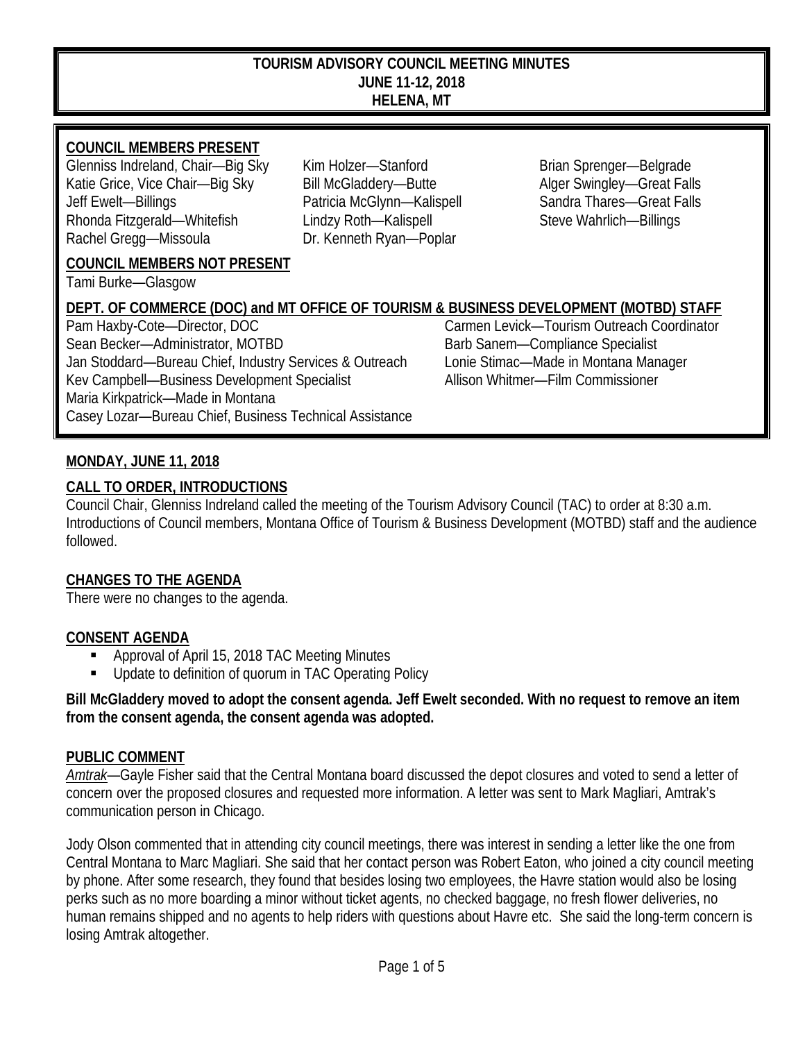# TOURISM ADVISORY COUNCIL MEETING MINUTES
## JUNE 11-12, 2018
## HELENA, MT

**COUNCIL MEMBERS PRESENT**

Glenniss Indreland, Chair—Big Sky
Katie Grice, Vice Chair—Big Sky
Jeff Ewelt—Billings
Rhonda Fitzgerald—Whitefish
Rachel Gregg—Missoula
Kim Holzer—Stanford
Bill McGladdery—Butte
Patricia McGlynn—Kalispell
Lindzy Roth—Kalispell
Dr. Kenneth Ryan—Poplar
Brian Sprenger—Belgrade
Alger Swingley—Great Falls
Sandra Thares—Great Falls
Steve Wahrlich—Billings

**COUNCIL MEMBERS NOT PRESENT**

Tami Burke—Glasgow

**DEPT. OF COMMERCE (DOC) and MT OFFICE OF TOURISM & BUSINESS DEVELOPMENT (MOTBD) STAFF**

Pam Haxby-Cote—Director, DOC
Sean Becker—Administrator, MOTBD
Jan Stoddard—Bureau Chief, Industry Services & Outreach
Kev Campbell—Business Development Specialist
Maria Kirkpatrick—Made in Montana
Casey Lozar—Bureau Chief, Business Technical Assistance
Carmen Levick—Tourism Outreach Coordinator
Barb Sanem—Compliance Specialist
Lonie Stimac—Made in Montana Manager
Allison Whitmer—Film Commissioner

**MONDAY, JUNE 11, 2018**

**CALL TO ORDER, INTRODUCTIONS**

Council Chair, Glenniss Indreland called the meeting of the Tourism Advisory Council (TAC) to order at 8:30 a.m. Introductions of Council members, Montana Office of Tourism & Business Development (MOTBD) staff and the audience followed.

**CHANGES TO THE AGENDA**

There were no changes to the agenda.

**CONSENT AGENDA**

- Approval of April 15, 2018 TAC Meeting Minutes
- Update to definition of quorum in TAC Operating Policy

**Bill McGladdery moved to adopt the consent agenda. Jeff Ewelt seconded. With no request to remove an item from the consent agenda, the consent agenda was adopted.**

**PUBLIC COMMENT**

*Amtrak*—Gayle Fisher said that the Central Montana board discussed the depot closures and voted to send a letter of concern over the proposed closures and requested more information. A letter was sent to Mark Magliari, Amtrak's communication person in Chicago.

Jody Olson commented that in attending city council meetings, there was interest in sending a letter like the one from Central Montana to Marc Magliari. She said that her contact person was Robert Eaton, who joined a city council meeting by phone. After some research, they found that besides losing two employees, the Havre station would also be losing perks such as no more boarding a minor without ticket agents, no checked baggage, no fresh flower deliveries, no human remains shipped and no agents to help riders with questions about Havre etc. She said the long-term concern is losing Amtrak altogether.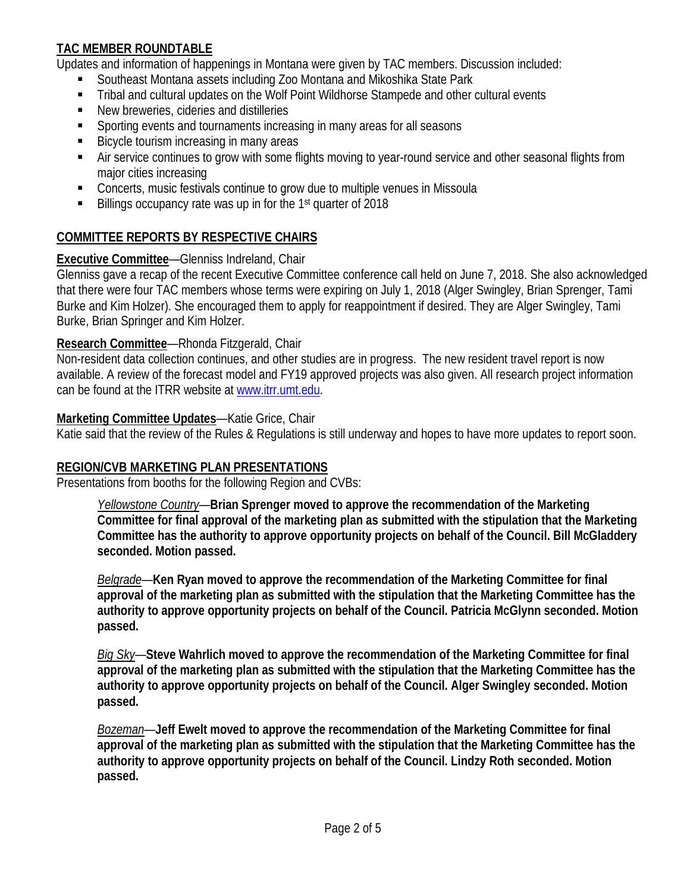## TAC MEMBER ROUNDTABLE

Updates and information of happenings in Montana were given by TAC members. Discussion included:

- Southeast Montana assets including Zoo Montana and Mikoshika State Park
- Tribal and cultural updates on the Wolf Point Wildhorse Stampede and other cultural events
- New breweries, cideries and distilleries
- Sporting events and tournaments increasing in many areas for all seasons
- Bicycle tourism increasing in many areas
- Air service continues to grow with some flights moving to year-round service and other seasonal flights from major cities increasing
- Concerts, music festivals continue to grow due to multiple venues in Missoula
- Billings occupancy rate was up in for the 1st quarter of 2018

## COMMITTEE REPORTS BY RESPECTIVE CHAIRS

**Executive Committee**—Glenniss Indreland, Chair

Glenniss gave a recap of the recent Executive Committee conference call held on June 7, 2018. She also acknowledged that there were four TAC members whose terms were expiring on July 1, 2018 (Alger Swingley, Brian Sprenger, Tami Burke and Kim Holzer). She encouraged them to apply for reappointment if desired. They are Alger Swingley, Tami Burke, Brian Springer and Kim Holzer.

**Research Committee**—Rhonda Fitzgerald, Chair

Non-resident data collection continues, and other studies are in progress. The new resident travel report is now available. A review of the forecast model and FY19 approved projects was also given. All research project information can be found at the ITRR website at www.itrr.umt.edu.

**Marketing Committee Updates**—Katie Grice, Chair

Katie said that the review of the Rules & Regulations is still underway and hopes to have more updates to report soon.

## REGION/CVB MARKETING PLAN PRESENTATIONS

Presentations from booths for the following Region and CVBs:

*Yellowstone Country*—**Brian Sprenger moved to approve the recommendation of the Marketing Committee for final approval of the marketing plan as submitted with the stipulation that the Marketing Committee has the authority to approve opportunity projects on behalf of the Council. Bill McGladdery seconded. Motion passed.**

*Belgrade*—**Ken Ryan moved to approve the recommendation of the Marketing Committee for final approval of the marketing plan as submitted with the stipulation that the Marketing Committee has the authority to approve opportunity projects on behalf of the Council. Patricia McGlynn seconded. Motion passed.**

*Big Sky*—**Steve Wahrlich moved to approve the recommendation of the Marketing Committee for final approval of the marketing plan as submitted with the stipulation that the Marketing Committee has the authority to approve opportunity projects on behalf of the Council. Alger Swingley seconded. Motion passed.**

*Bozeman*—**Jeff Ewelt moved to approve the recommendation of the Marketing Committee for final approval of the marketing plan as submitted with the stipulation that the Marketing Committee has the authority to approve opportunity projects on behalf of the Council. Lindzy Roth seconded. Motion passed.**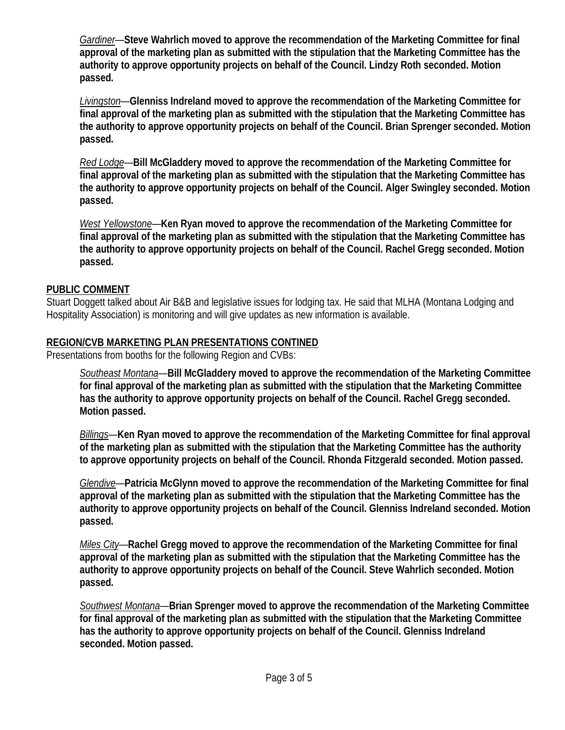*Gardiner*—**Steve Wahrlich moved to approve the recommendation of the Marketing Committee for final approval of the marketing plan as submitted with the stipulation that the Marketing Committee has the authority to approve opportunity projects on behalf of the Council. Lindzy Roth seconded. Motion passed.**

*Livingston*—**Glenniss Indreland moved to approve the recommendation of the Marketing Committee for final approval of the marketing plan as submitted with the stipulation that the Marketing Committee has the authority to approve opportunity projects on behalf of the Council. Brian Sprenger seconded. Motion passed.**

*Red Lodge*—**Bill McGladdery moved to approve the recommendation of the Marketing Committee for final approval of the marketing plan as submitted with the stipulation that the Marketing Committee has the authority to approve opportunity projects on behalf of the Council. Alger Swingley seconded. Motion passed.**

*West Yellowstone*—**Ken Ryan moved to approve the recommendation of the Marketing Committee for final approval of the marketing plan as submitted with the stipulation that the Marketing Committee has the authority to approve opportunity projects on behalf of the Council. Rachel Gregg seconded. Motion passed.**

**PUBLIC COMMENT**

Stuart Doggett talked about Air B&B and legislative issues for lodging tax. He said that MLHA (Montana Lodging and Hospitality Association) is monitoring and will give updates as new information is available.

**REGION/CVB MARKETING PLAN PRESENTATIONS CONTINED**

Presentations from booths for the following Region and CVBs:

*Southeast Montana*—**Bill McGladdery moved to approve the recommendation of the Marketing Committee for final approval of the marketing plan as submitted with the stipulation that the Marketing Committee has the authority to approve opportunity projects on behalf of the Council. Rachel Gregg seconded. Motion passed.**

*Billings*—**Ken Ryan moved to approve the recommendation of the Marketing Committee for final approval of the marketing plan as submitted with the stipulation that the Marketing Committee has the authority to approve opportunity projects on behalf of the Council. Rhonda Fitzgerald seconded. Motion passed.**

*Glendive*—**Patricia McGlynn moved to approve the recommendation of the Marketing Committee for final approval of the marketing plan as submitted with the stipulation that the Marketing Committee has the authority to approve opportunity projects on behalf of the Council. Glenniss Indreland seconded. Motion passed.**

*Miles City*—**Rachel Gregg moved to approve the recommendation of the Marketing Committee for final approval of the marketing plan as submitted with the stipulation that the Marketing Committee has the authority to approve opportunity projects on behalf of the Council. Steve Wahrlich seconded. Motion passed.**

*Southwest Montana*—**Brian Sprenger moved to approve the recommendation of the Marketing Committee for final approval of the marketing plan as submitted with the stipulation that the Marketing Committee has the authority to approve opportunity projects on behalf of the Council. Glenniss Indreland seconded. Motion passed.**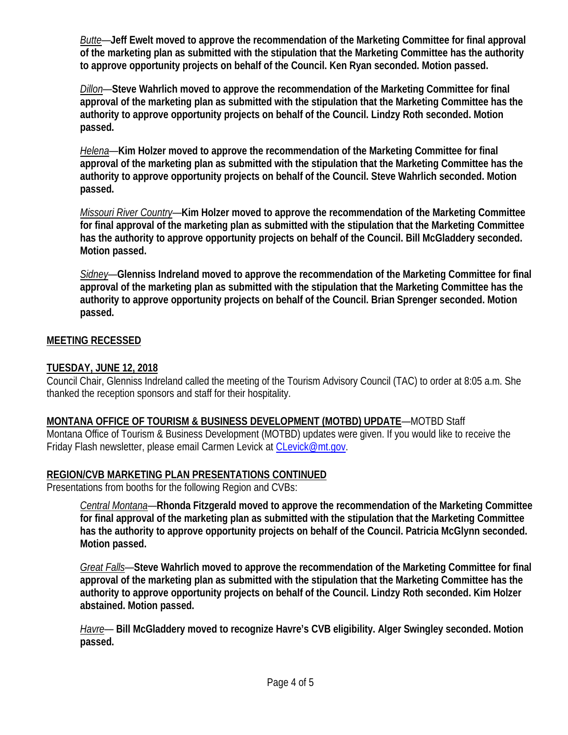*Butte*—**Jeff Ewelt moved to approve the recommendation of the Marketing Committee for final approval of the marketing plan as submitted with the stipulation that the Marketing Committee has the authority to approve opportunity projects on behalf of the Council. Ken Ryan seconded. Motion passed.**

*Dillon*—**Steve Wahrlich moved to approve the recommendation of the Marketing Committee for final approval of the marketing plan as submitted with the stipulation that the Marketing Committee has the authority to approve opportunity projects on behalf of the Council. Lindzy Roth seconded. Motion passed.**

*Helena*—**Kim Holzer moved to approve the recommendation of the Marketing Committee for final approval of the marketing plan as submitted with the stipulation that the Marketing Committee has the authority to approve opportunity projects on behalf of the Council. Steve Wahrlich seconded. Motion passed.**

*Missouri River Country*—**Kim Holzer moved to approve the recommendation of the Marketing Committee for final approval of the marketing plan as submitted with the stipulation that the Marketing Committee has the authority to approve opportunity projects on behalf of the Council. Bill McGladdery seconded. Motion passed.**

*Sidney*—**Glenniss Indreland moved to approve the recommendation of the Marketing Committee for final approval of the marketing plan as submitted with the stipulation that the Marketing Committee has the authority to approve opportunity projects on behalf of the Council. Brian Sprenger seconded. Motion passed.**

**MEETING RECESSED**

**TUESDAY, JUNE 12, 2018**

Council Chair, Glenniss Indreland called the meeting of the Tourism Advisory Council (TAC) to order at 8:05 a.m. She thanked the reception sponsors and staff for their hospitality.

**MONTANA OFFICE OF TOURISM & BUSINESS DEVELOPMENT (MOTBD) UPDATE**—MOTBD Staff

Montana Office of Tourism & Business Development (MOTBD) updates were given. If you would like to receive the Friday Flash newsletter, please email Carmen Levick at CLevick@mt.gov.

**REGION/CVB MARKETING PLAN PRESENTATIONS CONTINUED**

Presentations from booths for the following Region and CVBs:

*Central Montana*—**Rhonda Fitzgerald moved to approve the recommendation of the Marketing Committee for final approval of the marketing plan as submitted with the stipulation that the Marketing Committee has the authority to approve opportunity projects on behalf of the Council. Patricia McGlynn seconded. Motion passed.**

*Great Falls*—**Steve Wahrlich moved to approve the recommendation of the Marketing Committee for final approval of the marketing plan as submitted with the stipulation that the Marketing Committee has the authority to approve opportunity projects on behalf of the Council. Lindzy Roth seconded. Kim Holzer abstained. Motion passed.**

*Havre*— **Bill McGladdery moved to recognize Havre's CVB eligibility. Alger Swingley seconded. Motion passed.**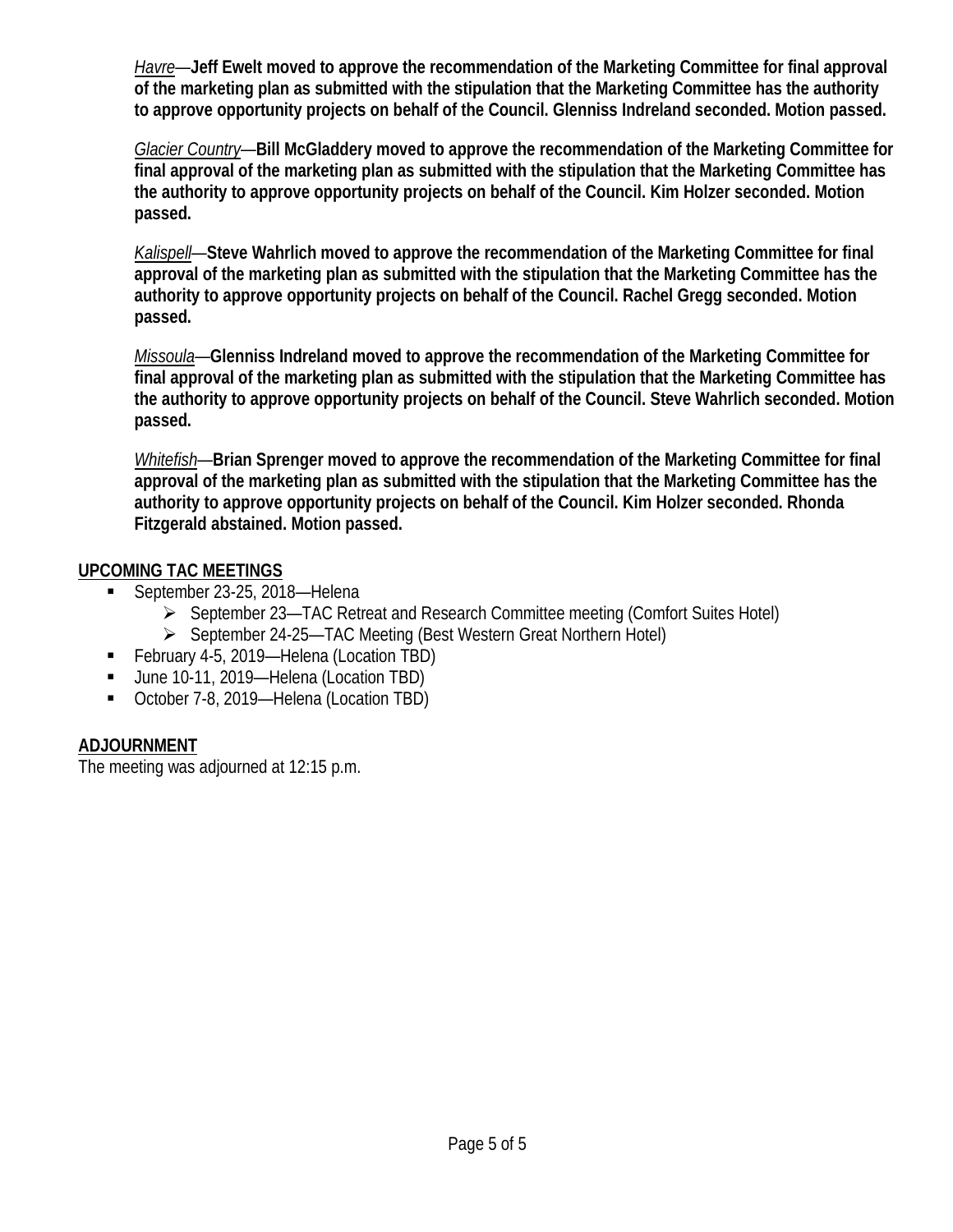*Havre*—**Jeff Ewelt moved to approve the recommendation of the Marketing Committee for final approval of the marketing plan as submitted with the stipulation that the Marketing Committee has the authority to approve opportunity projects on behalf of the Council. Glenniss Indreland seconded. Motion passed.**

*Glacier Country*—**Bill McGladdery moved to approve the recommendation of the Marketing Committee for final approval of the marketing plan as submitted with the stipulation that the Marketing Committee has the authority to approve opportunity projects on behalf of the Council. Kim Holzer seconded. Motion passed.**

*Kalispell*—**Steve Wahrlich moved to approve the recommendation of the Marketing Committee for final approval of the marketing plan as submitted with the stipulation that the Marketing Committee has the authority to approve opportunity projects on behalf of the Council. Rachel Gregg seconded. Motion passed.**

*Missoula*—**Glenniss Indreland moved to approve the recommendation of the Marketing Committee for final approval of the marketing plan as submitted with the stipulation that the Marketing Committee has the authority to approve opportunity projects on behalf of the Council. Steve Wahrlich seconded. Motion passed.**

*Whitefish*—**Brian Sprenger moved to approve the recommendation of the Marketing Committee for final approval of the marketing plan as submitted with the stipulation that the Marketing Committee has the authority to approve opportunity projects on behalf of the Council. Kim Holzer seconded. Rhonda Fitzgerald abstained. Motion passed.**

## UPCOMING TAC MEETINGS

- September 23-25, 2018—Helena
  - September 23—TAC Retreat and Research Committee meeting (Comfort Suites Hotel)
  - September 24-25—TAC Meeting (Best Western Great Northern Hotel)
- February 4-5, 2019—Helena (Location TBD)
- June 10-11, 2019—Helena (Location TBD)
- October 7-8, 2019—Helena (Location TBD)

## ADJOURNMENT

The meeting was adjourned at 12:15 p.m.